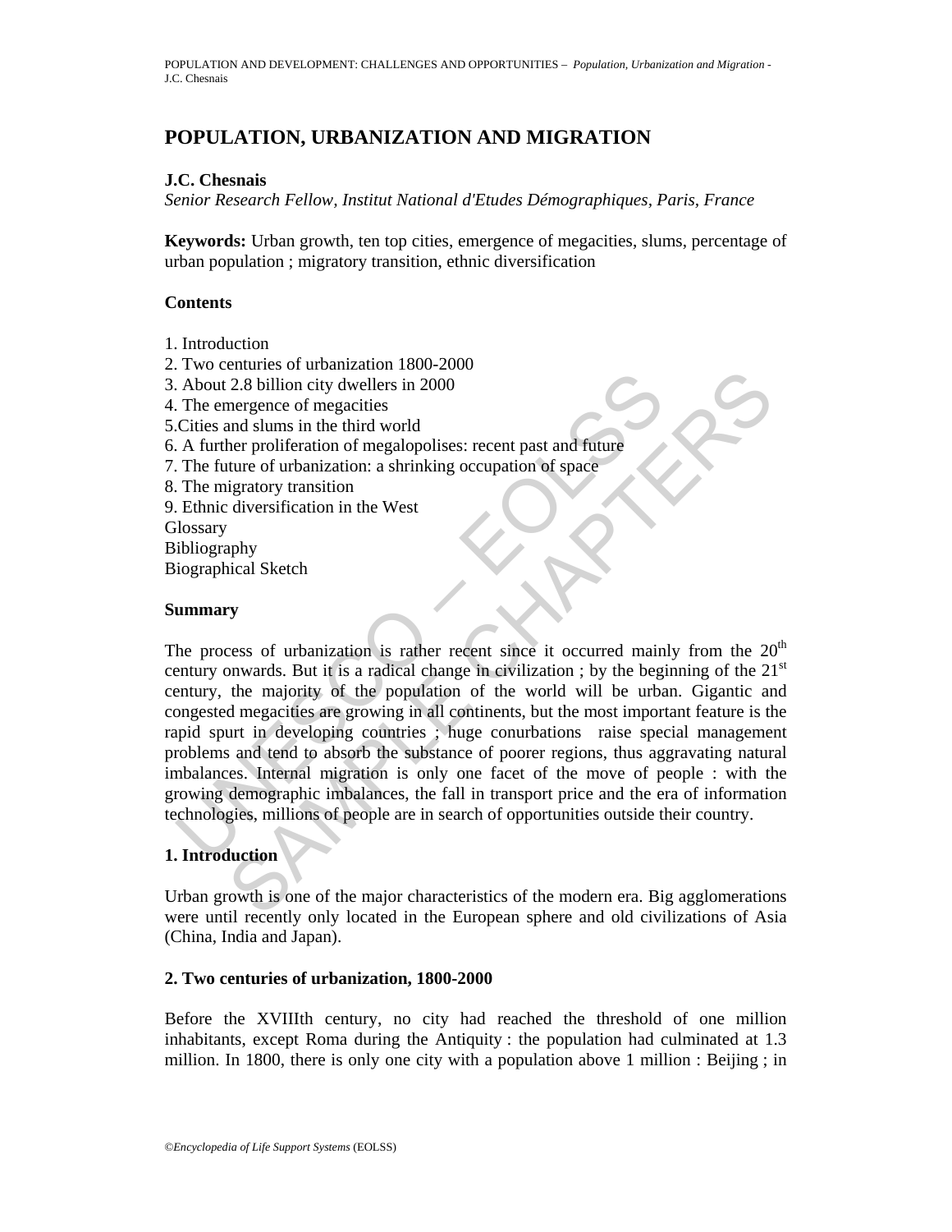# POPULATION, URBANIZATION AND MIGRATION

**J.C. Chesnais**

*Senior Research Fellow, Institut National d'Etudes Démographiques, Paris, France*

**Keywords:** Urban growth, ten top cities, emergence of megacities, slums, percentage of urban population ; migratory transition, ethnic diversification

## Contents

1. Introduction
2. Two centuries of urbanization 1800-2000
3. About 2.8 billion city dwellers in 2000
4. The emergence of megacities
5. Cities and slums in the third world
6. A further proliferation of megalopolises: recent past and future
7. The future of urbanization: a shrinking occupation of space
8. The migratory transition
9. Ethnic diversification in the West

Glossary
Bibliography
Biographical Sketch

## Summary

The process of urbanization is rather recent since it occurred mainly from the 20th century onwards. But it is a radical change in civilization ; by the beginning of the 21st century, the majority of the population of the world will be urban. Gigantic and congested megacities are growing in all continents, but the most important feature is the rapid spurt in developing countries ; huge conurbations raise special management problems and tend to absorb the substance of poorer regions, thus aggravating natural imbalances. Internal migration is only one facet of the move of people : with the growing demographic imbalances, the fall in transport price and the era of information technologies, millions of people are in search of opportunities outside their country.

## 1. Introduction

Urban growth is one of the major characteristics of the modern era. Big agglomerations were until recently only located in the European sphere and old civilizations of Asia (China, India and Japan).

## 2. Two centuries of urbanization, 1800-2000

Before the XVIIIth century, no city had reached the threshold of one million inhabitants, except Roma during the Antiquity : the population had culminated at 1.3 million. In 1800, there is only one city with a population above 1 million : Beijing ; in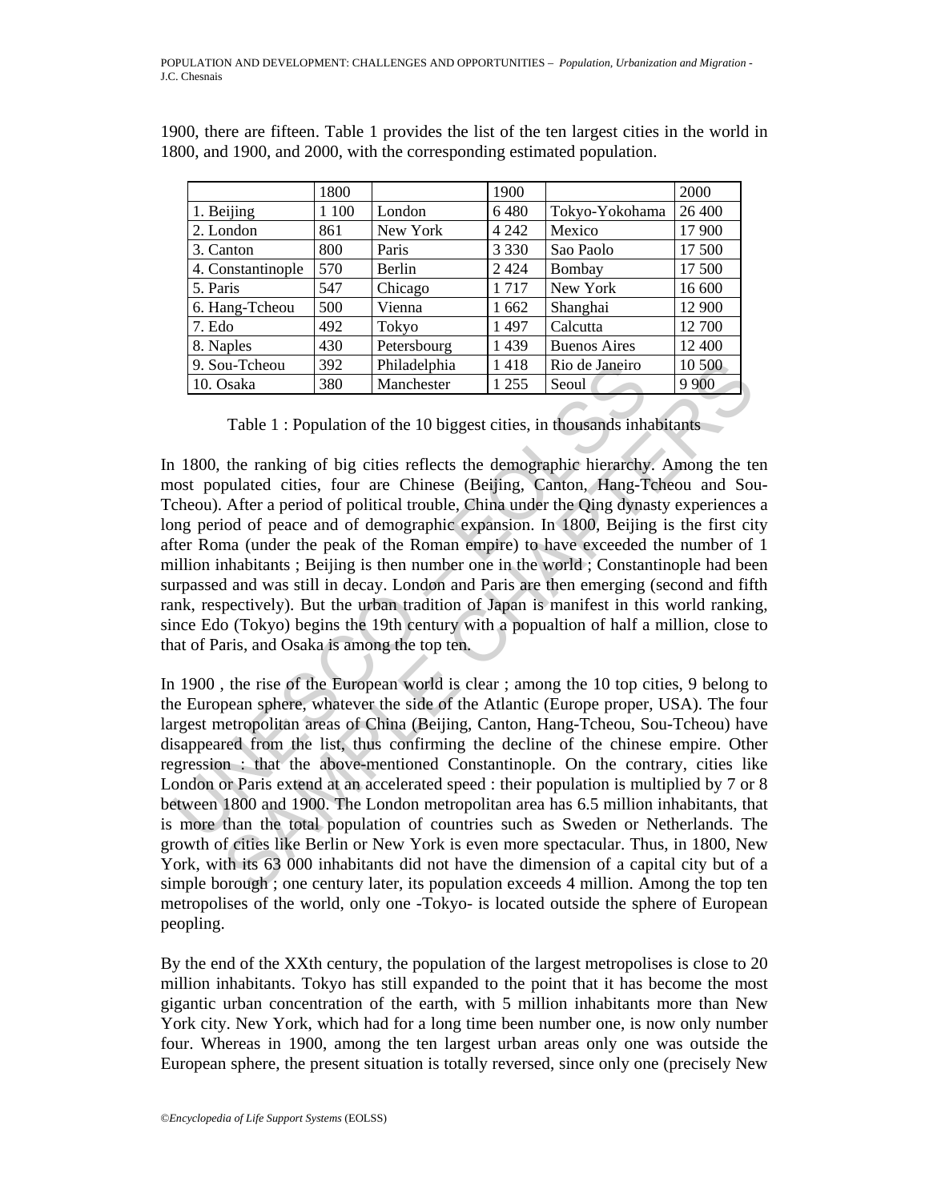1900, there are fifteen. Table 1 provides the list of the ten largest cities in the world in 1800, and 1900, and 2000, with the corresponding estimated population.

| | 1800 | | 1900 | | 2000 |
|---|---|---|---|---|---|
| 1. Beijing | 1 100 | London | 6 480 | Tokyo-Yokohama | 26 400 |
| 2. London | 861 | New York | 4 242 | Mexico | 17 900 |
| 3. Canton | 800 | Paris | 3 330 | Sao Paolo | 17 500 |
| 4. Constantinople | 570 | Berlin | 2 424 | Bombay | 17 500 |
| 5. Paris | 547 | Chicago | 1 717 | New York | 16 600 |
| 6. Hang-Tcheou | 500 | Vienna | 1 662 | Shanghai | 12 900 |
| 7. Edo | 492 | Tokyo | 1 497 | Calcutta | 12 700 |
| 8. Naples | 430 | Petersbourg | 1 439 | Buenos Aires | 12 400 |
| 9. Sou-Tcheou | 392 | Philadelphia | 1 418 | Rio de Janeiro | 10 500 |
| 10. Osaka | 380 | Manchester | 1 255 | Seoul | 9 900 |

Table 1 : Population of the 10 biggest cities, in thousands inhabitants

In 1800, the ranking of big cities reflects the demographic hierarchy. Among the ten most populated cities, four are Chinese (Beijing, Canton, Hang-Tcheou and Sou-Tcheou). After a period of political trouble, China under the Qing dynasty experiences a long period of peace and of demographic expansion. In 1800, Beijing is the first city after Roma (under the peak of the Roman empire) to have exceeded the number of 1 million inhabitants ; Beijing is then number one in the world ; Constantinople had been surpassed and was still in decay. London and Paris are then emerging (second and fifth rank, respectively). But the urban tradition of Japan is manifest in this world ranking, since Edo (Tokyo) begins the 19th century with a popualtion of half a million, close to that of Paris, and Osaka is among the top ten.

In 1900 , the rise of the European world is clear ; among the 10 top cities, 9 belong to the European sphere, whatever the side of the Atlantic (Europe proper, USA). The four largest metropolitan areas of China (Beijing, Canton, Hang-Tcheou, Sou-Tcheou) have disappeared from the list, thus confirming the decline of the chinese empire. Other regression : that the above-mentioned Constantinople. On the contrary, cities like London or Paris extend at an accelerated speed : their population is multiplied by 7 or 8 between 1800 and 1900. The London metropolitan area has 6.5 million inhabitants, that is more than the total population of countries such as Sweden or Netherlands. The growth of cities like Berlin or New York is even more spectacular. Thus, in 1800, New York, with its 63 000 inhabitants did not have the dimension of a capital city but of a simple borough ; one century later, its population exceeds 4 million. Among the top ten metropolises of the world, only one -Tokyo- is located outside the sphere of European peopling.

By the end of the XXth century, the population of the largest metropolises is close to 20 million inhabitants. Tokyo has still expanded to the point that it has become the most gigantic urban concentration of the earth, with 5 million inhabitants more than New York city. New York, which had for a long time been number one, is now only number four. Whereas in 1900, among the ten largest urban areas only one was outside the European sphere, the present situation is totally reversed, since only one (precisely New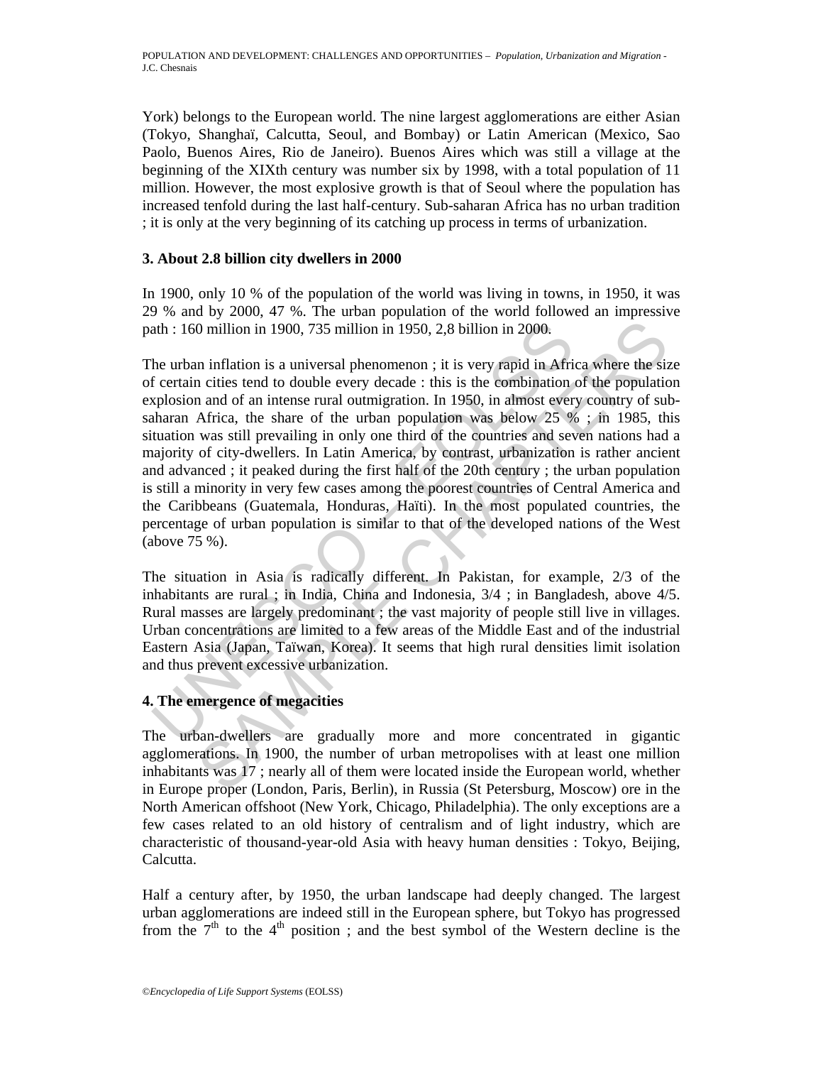York) belongs to the European world. The nine largest agglomerations are either Asian (Tokyo, Shanghaï, Calcutta, Seoul, and Bombay) or Latin American (Mexico, Sao Paolo, Buenos Aires, Rio de Janeiro). Buenos Aires which was still a village at the beginning of the XIXth century was number six by 1998, with a total population of 11 million. However, the most explosive growth is that of Seoul where the population has increased tenfold during the last half-century. Sub-saharan Africa has no urban tradition ; it is only at the very beginning of its catching up process in terms of urbanization.

## 3. About 2.8 billion city dwellers in 2000

In 1900, only 10 % of the population of the world was living in towns, in 1950, it was 29 % and by 2000, 47 %. The urban population of the world followed an impressive path : 160 million in 1900, 735 million in 1950, 2,8 billion in 2000.

The urban inflation is a universal phenomenon ; it is very rapid in Africa where the size of certain cities tend to double every decade : this is the combination of the population explosion and of an intense rural outmigration. In 1950, in almost every country of sub-saharan Africa, the share of the urban population was below 25 % ; in 1985, this situation was still prevailing in only one third of the countries and seven nations had a majority of city-dwellers. In Latin America, by contrast, urbanization is rather ancient and advanced ; it peaked during the first half of the 20th century ; the urban population is still a minority in very few cases among the poorest countries of Central America and the Caribbeans (Guatemala, Honduras, Haïti). In the most populated countries, the percentage of urban population is similar to that of the developed nations of the West (above 75 %).

The situation in Asia is radically different. In Pakistan, for example, 2/3 of the inhabitants are rural ; in India, China and Indonesia, 3/4 ; in Bangladesh, above 4/5. Rural masses are largely predominant ; the vast majority of people still live in villages. Urban concentrations are limited to a few areas of the Middle East and of the industrial Eastern Asia (Japan, Taïwan, Korea). It seems that high rural densities limit isolation and thus prevent excessive urbanization.

## 4. The emergence of megacities

The urban-dwellers are gradually more and more concentrated in gigantic agglomerations. In 1900, the number of urban metropolises with at least one million inhabitants was 17 ; nearly all of them were located inside the European world, whether in Europe proper (London, Paris, Berlin), in Russia (St Petersburg, Moscow) ore in the North American offshoot (New York, Chicago, Philadelphia). The only exceptions are a few cases related to an old history of centralism and of light industry, which are characteristic of thousand-year-old Asia with heavy human densities : Tokyo, Beijing, Calcutta.

Half a century after, by 1950, the urban landscape had deeply changed. The largest urban agglomerations are indeed still in the European sphere, but Tokyo has progressed from the 7th to the 4th position ; and the best symbol of the Western decline is the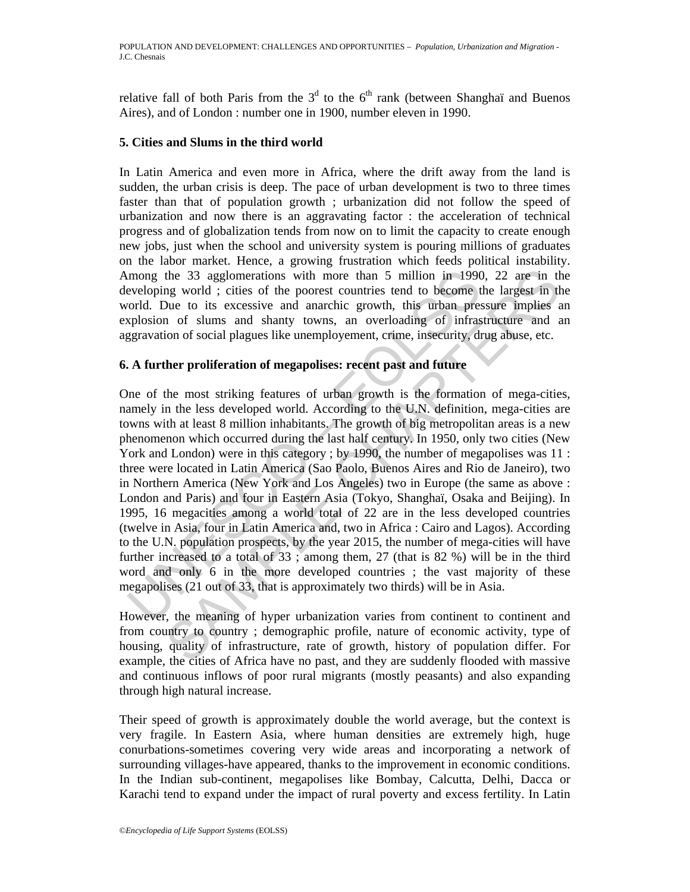relative fall of both Paris from the 3[d] to the 6[th] rank (between Shanghaï and Buenos Aires), and of London : number one in 1900, number eleven in 1990.

## 5. Cities and Slums in the third world

In Latin America and even more in Africa, where the drift away from the land is sudden, the urban crisis is deep. The pace of urban development is two to three times faster than that of population growth ; urbanization did not follow the speed of urbanization and now there is an aggravating factor : the acceleration of technical progress and of globalization tends from now on to limit the capacity to create enough new jobs, just when the school and university system is pouring millions of graduates on the labor market. Hence, a growing frustration which feeds political instability. Among the 33 agglomerations with more than 5 million in 1990, 22 are in the developing world ; cities of the poorest countries tend to become the largest in the world. Due to its excessive and anarchic growth, this urban pressure implies an explosion of slums and shanty towns, an overloading of infrastructure and an aggravation of social plagues like unemployement, crime, insecurity, drug abuse, etc.

## 6. A further proliferation of megapolises: recent past and future

One of the most striking features of urban growth is the formation of mega-cities, namely in the less developed world. According to the U.N. definition, mega-cities are towns with at least 8 million inhabitants. The growth of big metropolitan areas is a new phenomenon which occurred during the last half century. In 1950, only two cities (New York and London) were in this category ; by 1990, the number of megapolises was 11 : three were located in Latin America (Sao Paolo, Buenos Aires and Rio de Janeiro), two in Northern America (New York and Los Angeles) two in Europe (the same as above : London and Paris) and four in Eastern Asia (Tokyo, Shanghaï, Osaka and Beijing). In 1995, 16 megacities among a world total of 22 are in the less developed countries (twelve in Asia, four in Latin America and, two in Africa : Cairo and Lagos). According to the U.N. population prospects, by the year 2015, the number of mega-cities will have further increased to a total of 33 ; among them, 27 (that is 82 %) will be in the third word and only 6 in the more developed countries ; the vast majority of these megapolises (21 out of 33, that is approximately two thirds) will be in Asia.

However, the meaning of hyper urbanization varies from continent to continent and from country to country ; demographic profile, nature of economic activity, type of housing, quality of infrastructure, rate of growth, history of population differ. For example, the cities of Africa have no past, and they are suddenly flooded with massive and continuous inflows of poor rural migrants (mostly peasants) and also expanding through high natural increase.

Their speed of growth is approximately double the world average, but the context is very fragile. In Eastern Asia, where human densities are extremely high, huge conurbations-sometimes covering very wide areas and incorporating a network of surrounding villages-have appeared, thanks to the improvement in economic conditions. In the Indian sub-continent, megapolises like Bombay, Calcutta, Delhi, Dacca or Karachi tend to expand under the impact of rural poverty and excess fertility. In Latin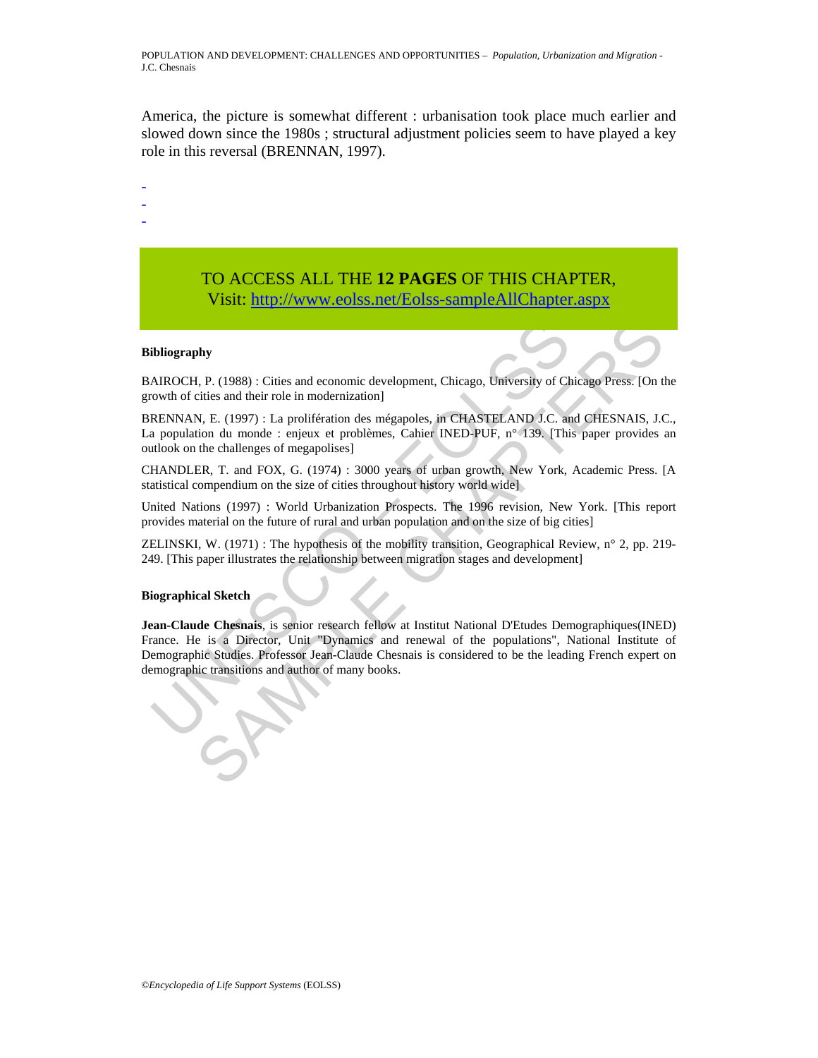America, the picture is somewhat different : urbanisation took place much earlier and slowed down since the 1980s ; structural adjustment policies seem to have played a key role in this reversal (BRENNAN, 1997).

-
-
-

TO ACCESS ALL THE **12 PAGES** OF THIS CHAPTER,
Visit: http://www.eolss.net/Eolss-sampleAllChapter.aspx

**Bibliography**

BAIROCH, P. (1988) : Cities and economic development, Chicago, University of Chicago Press. [On the growth of cities and their role in modernization]

BRENNAN, E. (1997) : La prolifération des mégapoles, in CHASTELAND J.C. and CHESNAIS, J.C., La population du monde : enjeux et problèmes, Cahier INED-PUF, n° 139. [This paper provides an outlook on the challenges of megapolises]

CHANDLER, T. and FOX, G. (1974) : 3000 years of urban growth, New York, Academic Press. [A statistical compendium on the size of cities throughout history world wide]

United Nations (1997) : World Urbanization Prospects. The 1996 revision, New York. [This report provides material on the future of rural and urban population and on the size of big cities]

ZELINSKI, W. (1971) : The hypothesis of the mobility transition, Geographical Review, n° 2, pp. 219-249. [This paper illustrates the relationship between migration stages and development]

**Biographical Sketch**

**Jean-Claude Chesnais**, is senior research fellow at Institut National D'Etudes Demographiques(INED) France. He is a Director, Unit "Dynamics and renewal of the populations", National Institute of Demographic Studies. Professor Jean-Claude Chesnais is considered to be the leading French expert on demographic transitions and author of many books.